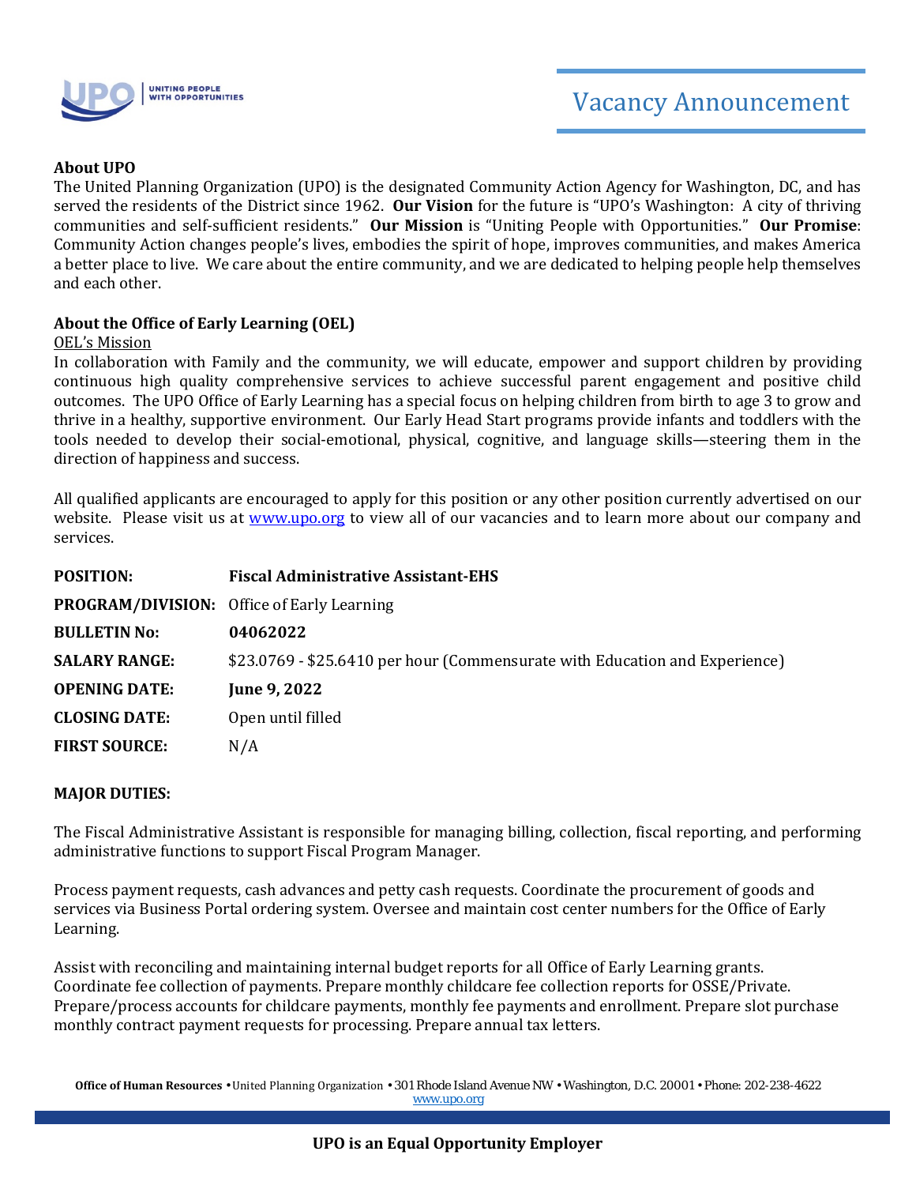# Vacancy Announcement

**About UPO**

The United Planning Organization (UPO) is the designated Community Action Agency for Washington, DC, and has served the residents of the District since 1962. **Our Vision** for the future is "UPO's Washington: A city of thriving communities and self-sufficient residents." **Our Mission** is "Uniting People with Opportunities." **Our Promise**: Community Action changes people's lives, embodies the spirit of hope, improves communities, and makes America a better place to live. We care about the entire community, and we are dedicated to helping people help themselves and each other.

**About the Office of Early Learning (OEL)**

OEL's Mission

In collaboration with Family and the community, we will educate, empower and support children by providing continuous high quality comprehensive services to achieve successful parent engagement and positive child outcomes. The UPO Office of Early Learning has a special focus on helping children from birth to age 3 to grow and thrive in a healthy, supportive environment. Our Early Head Start programs provide infants and toddlers with the tools needed to develop their social-emotional, physical, cognitive, and language skills—steering them in the direction of happiness and success.

All qualified applicants are encouraged to apply for this position or any other position currently advertised on our website. Please visit us at www.upo.org to view all of our vacancies and to learn more about our company and services.

| | |
|---|---|
| **POSITION:** | **Fiscal Administrative Assistant-EHS** |
| **PROGRAM/DIVISION:** | Office of Early Learning |
| **BULLETIN No:** | **04062022** |
| **SALARY RANGE:** | $23.0769 - $25.6410 per hour (Commensurate with Education and Experience) |
| **OPENING DATE:** | **June 9, 2022** |
| **CLOSING DATE:** | Open until filled |
| **FIRST SOURCE:** | N/A |

**MAJOR DUTIES:**

The Fiscal Administrative Assistant is responsible for managing billing, collection, fiscal reporting, and performing administrative functions to support Fiscal Program Manager.

Process payment requests, cash advances and petty cash requests. Coordinate the procurement of goods and services via Business Portal ordering system. Oversee and maintain cost center numbers for the Office of Early Learning.

Assist with reconciling and maintaining internal budget reports for all Office of Early Learning grants. Coordinate fee collection of payments. Prepare monthly childcare fee collection reports for OSSE/Private. Prepare/process accounts for childcare payments, monthly fee payments and enrollment. Prepare slot purchase monthly contract payment requests for processing. Prepare annual tax letters.

**Office of Human Resources** • United Planning Organization • 301 Rhode Island Avenue NW • Washington, D.C. 20001 • Phone: 202-238-4622
www.upo.org

**UPO is an Equal Opportunity Employer**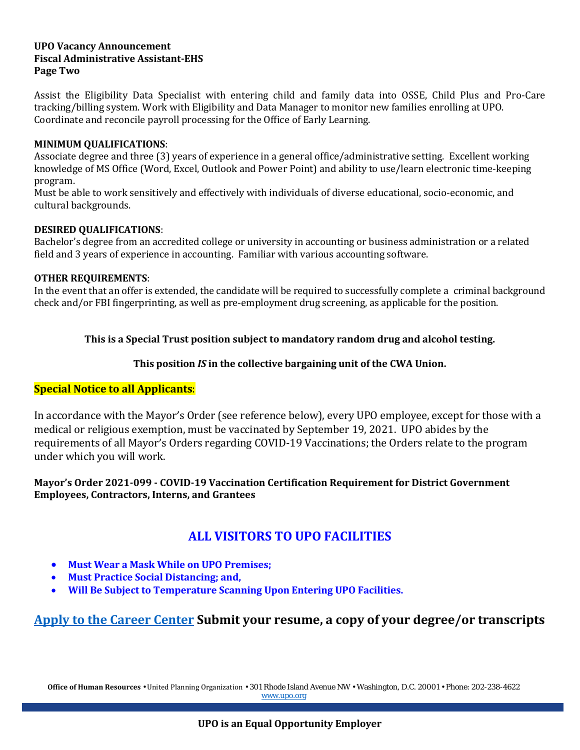**UPO Vacancy Announcement**
**Fiscal Administrative Assistant-EHS**
**Page Two**

Assist the Eligibility Data Specialist with entering child and family data into OSSE, Child Plus and Pro-Care tracking/billing system. Work with Eligibility and Data Manager to monitor new families enrolling at UPO. Coordinate and reconcile payroll processing for the Office of Early Learning.

**MINIMUM QUALIFICATIONS**:
Associate degree and three (3) years of experience in a general office/administrative setting. Excellent working knowledge of MS Office (Word, Excel, Outlook and Power Point) and ability to use/learn electronic time-keeping program.
Must be able to work sensitively and effectively with individuals of diverse educational, socio-economic, and cultural backgrounds.

**DESIRED QUALIFICATIONS**:
Bachelor's degree from an accredited college or university in accounting or business administration or a related field and 3 years of experience in accounting. Familiar with various accounting software.

**OTHER REQUIREMENTS**:
In the event that an offer is extended, the candidate will be required to successfully complete a criminal background check and/or FBI fingerprinting, as well as pre-employment drug screening, as applicable for the position.

**This is a Special Trust position subject to mandatory random drug and alcohol testing.**

**This position *IS* in the collective bargaining unit of the CWA Union.**

**Special Notice to all Applicants**:

In accordance with the Mayor's Order (see reference below), every UPO employee, except for those with a medical or religious exemption, must be vaccinated by September 19, 2021. UPO abides by the requirements of all Mayor's Orders regarding COVID-19 Vaccinations; the Orders relate to the program under which you will work.

**Mayor's Order 2021-099 - COVID-19 Vaccination Certification Requirement for District Government Employees, Contractors, Interns, and Grantees**

## ALL VISITORS TO UPO FACILITIES

- **Must Wear a Mask While on UPO Premises;**
- **Must Practice Social Distancing; and,**
- **Will Be Subject to Temperature Scanning Upon Entering UPO Facilities.**

**Apply to the Career Center Submit your resume, a copy of your degree/or transcripts**

**Office of Human Resources** • United Planning Organization • 301 Rhode Island Avenue NW • Washington, D.C. 20001 • Phone: 202-238-4622
www.upo.org

**UPO is an Equal Opportunity Employer**